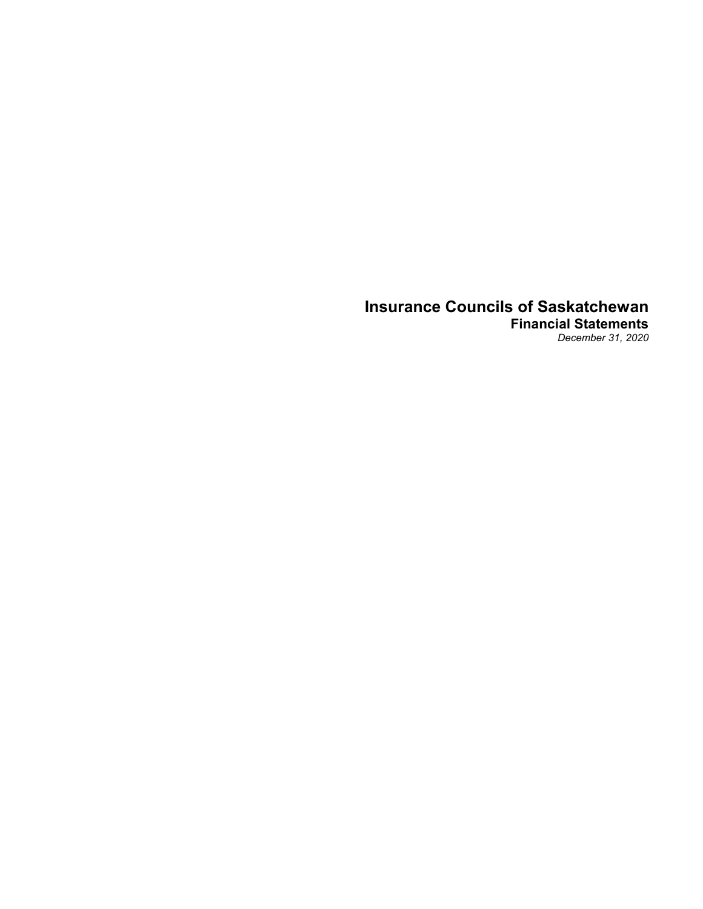# Insurance Councils of Saskatchewan

## Financial Statements

*December 31, 2020*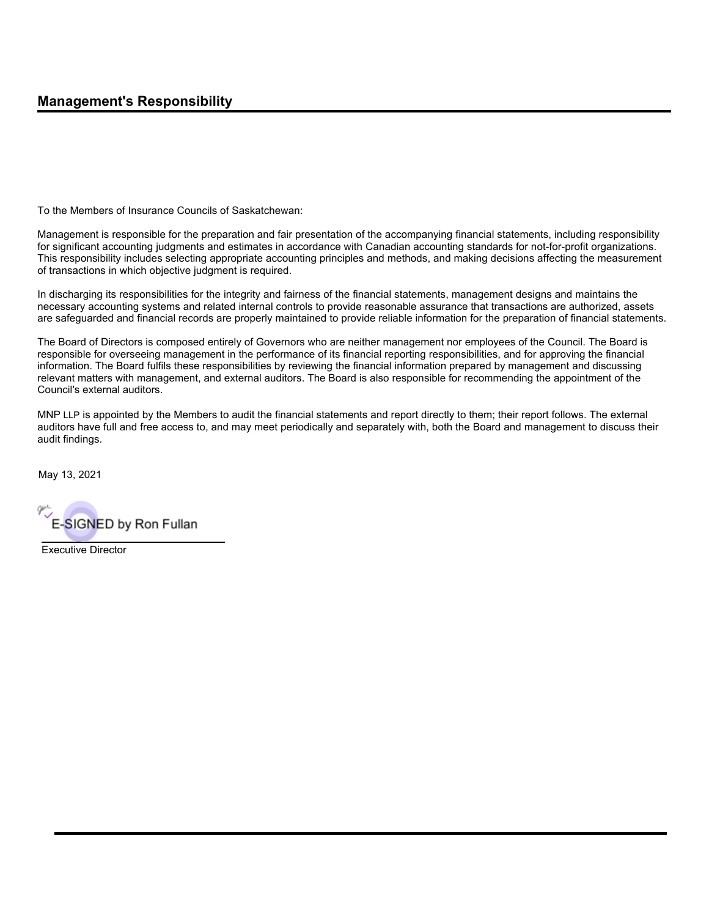## Management's Responsibility

To the Members of Insurance Councils of Saskatchewan:

Management is responsible for the preparation and fair presentation of the accompanying financial statements, including responsibility for significant accounting judgments and estimates in accordance with Canadian accounting standards for not-for-profit organizations. This responsibility includes selecting appropriate accounting principles and methods, and making decisions affecting the measurement of transactions in which objective judgment is required.

In discharging its responsibilities for the integrity and fairness of the financial statements, management designs and maintains the necessary accounting systems and related internal controls to provide reasonable assurance that transactions are authorized, assets are safeguarded and financial records are properly maintained to provide reliable information for the preparation of financial statements.

The Board of Directors is composed entirely of Governors who are neither management nor employees of the Council. The Board is responsible for overseeing management in the performance of its financial reporting responsibilities, and for approving the financial information. The Board fulfils these responsibilities by reviewing the financial information prepared by management and discussing relevant matters with management, and external auditors. The Board is also responsible for recommending the appointment of the Council's external auditors.

MNP LLP is appointed by the Members to audit the financial statements and report directly to them; their report follows. The external auditors have full and free access to, and may meet periodically and separately with, both the Board and management to discuss their audit findings.

May 13, 2021

E-SIGNED by Ron Fullan

Executive Director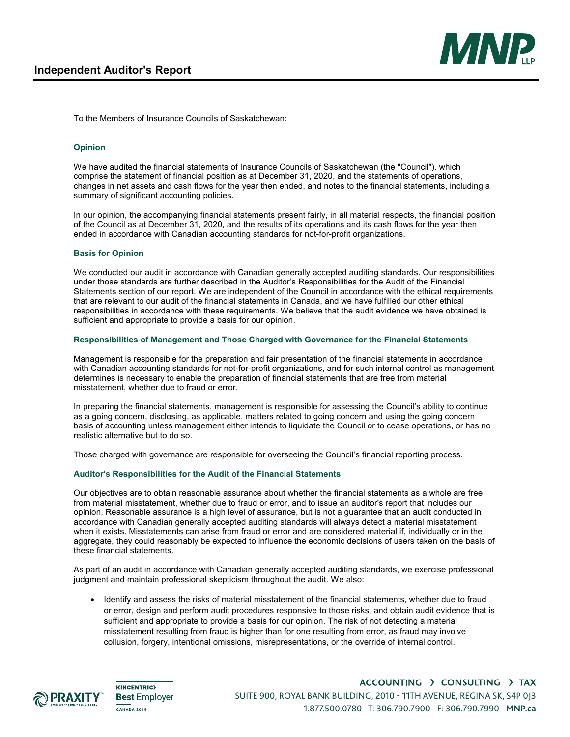# Independent Auditor's Report

To the Members of Insurance Councils of Saskatchewan:

### Opinion

We have audited the financial statements of Insurance Councils of Saskatchewan (the "Council"), which comprise the statement of financial position as at December 31, 2020, and the statements of operations, changes in net assets and cash flows for the year then ended, and notes to the financial statements, including a summary of significant accounting policies.

In our opinion, the accompanying financial statements present fairly, in all material respects, the financial position of the Council as at December 31, 2020, and the results of its operations and its cash flows for the year then ended in accordance with Canadian accounting standards for not-for-profit organizations.

### Basis for Opinion

We conducted our audit in accordance with Canadian generally accepted auditing standards. Our responsibilities under those standards are further described in the Auditor's Responsibilities for the Audit of the Financial Statements section of our report. We are independent of the Council in accordance with the ethical requirements that are relevant to our audit of the financial statements in Canada, and we have fulfilled our other ethical responsibilities in accordance with these requirements. We believe that the audit evidence we have obtained is sufficient and appropriate to provide a basis for our opinion.

### Responsibilities of Management and Those Charged with Governance for the Financial Statements

Management is responsible for the preparation and fair presentation of the financial statements in accordance with Canadian accounting standards for not-for-profit organizations, and for such internal control as management determines is necessary to enable the preparation of financial statements that are free from material misstatement, whether due to fraud or error.

In preparing the financial statements, management is responsible for assessing the Council's ability to continue as a going concern, disclosing, as applicable, matters related to going concern and using the going concern basis of accounting unless management either intends to liquidate the Council or to cease operations, or has no realistic alternative but to do so.

Those charged with governance are responsible for overseeing the Council's financial reporting process.

### Auditor's Responsibilities for the Audit of the Financial Statements

Our objectives are to obtain reasonable assurance about whether the financial statements as a whole are free from material misstatement, whether due to fraud or error, and to issue an auditor's report that includes our opinion. Reasonable assurance is a high level of assurance, but is not a guarantee that an audit conducted in accordance with Canadian generally accepted auditing standards will always detect a material misstatement when it exists. Misstatements can arise from fraud or error and are considered material if, individually or in the aggregate, they could reasonably be expected to influence the economic decisions of users taken on the basis of these financial statements.

As part of an audit in accordance with Canadian generally accepted auditing standards, we exercise professional judgment and maintain professional skepticism throughout the audit. We also:

- Identify and assess the risks of material misstatement of the financial statements, whether due to fraud or error, design and perform audit procedures responsive to those risks, and obtain audit evidence that is sufficient and appropriate to provide a basis for our opinion. The risk of not detecting a material misstatement resulting from fraud is higher than for one resulting from error, as fraud may involve collusion, forgery, intentional omissions, misrepresentations, or the override of internal control.

ACCOUNTING › CONSULTING › TAX
SUITE 900, ROYAL BANK BUILDING, 2010 - 11TH AVENUE, REGINA SK, S4P 0J3
1.877.500.0780 T: 306.790.7900 F: 306.790.7990 MNP.ca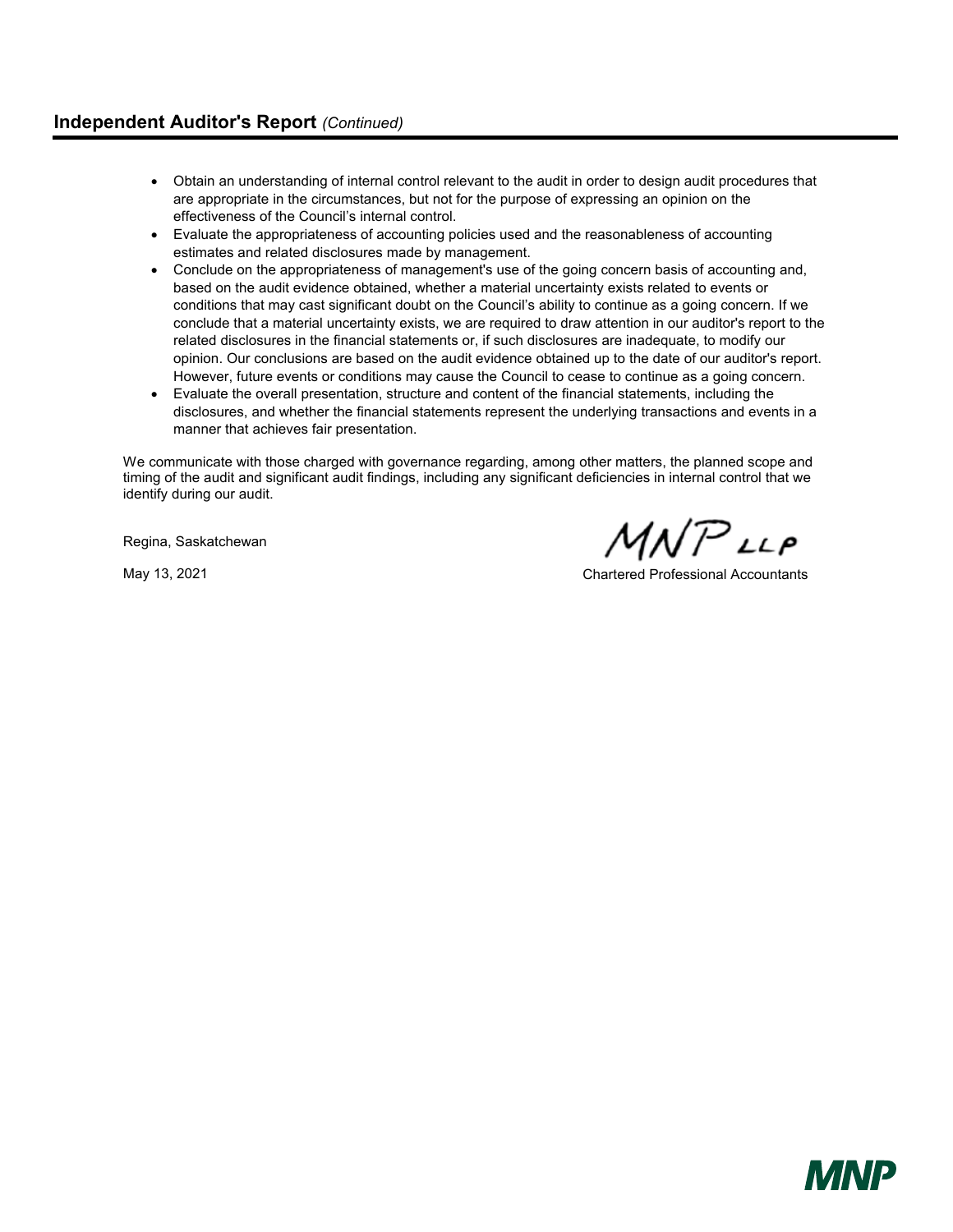## Independent Auditor's Report *(Continued)*

- Obtain an understanding of internal control relevant to the audit in order to design audit procedures that are appropriate in the circumstances, but not for the purpose of expressing an opinion on the effectiveness of the Council's internal control.
- Evaluate the appropriateness of accounting policies used and the reasonableness of accounting estimates and related disclosures made by management.
- Conclude on the appropriateness of management's use of the going concern basis of accounting and, based on the audit evidence obtained, whether a material uncertainty exists related to events or conditions that may cast significant doubt on the Council's ability to continue as a going concern. If we conclude that a material uncertainty exists, we are required to draw attention in our auditor's report to the related disclosures in the financial statements or, if such disclosures are inadequate, to modify our opinion. Our conclusions are based on the audit evidence obtained up to the date of our auditor's report. However, future events or conditions may cause the Council to cease to continue as a going concern.
- Evaluate the overall presentation, structure and content of the financial statements, including the disclosures, and whether the financial statements represent the underlying transactions and events in a manner that achieves fair presentation.

We communicate with those charged with governance regarding, among other matters, the planned scope and timing of the audit and significant audit findings, including any significant deficiencies in internal control that we identify during our audit.

Regina, Saskatchewan

May 13, 2021

MNP LLP

Chartered Professional Accountants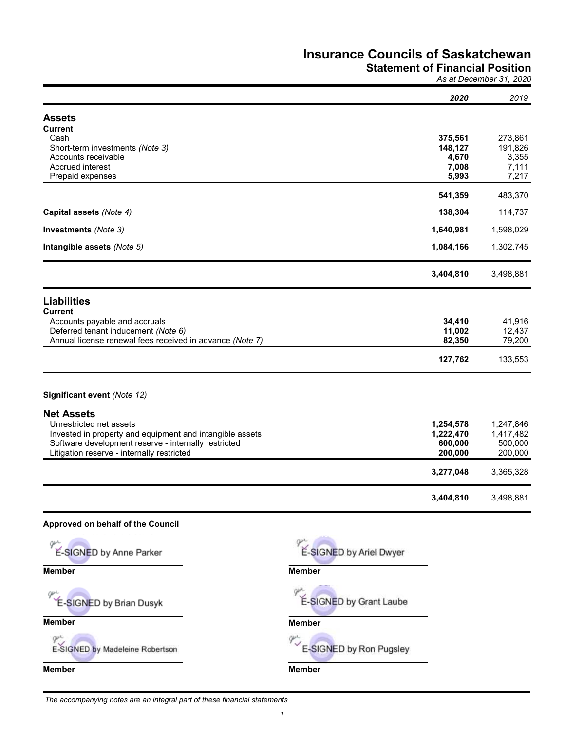# Insurance Councils of Saskatchewan
## Statement of Financial Position
*As at December 31, 2020*

| | ***2020*** | *2019* |
|---|---|---|
| **Assets** | | |
| **Current** | | |
| Cash | **375,561** | 273,861 |
| Short-term investments *(Note 3)* | **148,127** | 191,826 |
| Accounts receivable | **4,670** | 3,355 |
| Accrued interest | **7,008** | 7,111 |
| Prepaid expenses | **5,993** | 7,217 |
| | **541,359** | 483,370 |
| **Capital assets** *(Note 4)* | **138,304** | 114,737 |
| **Investments** *(Note 3)* | **1,640,981** | 1,598,029 |
| **Intangible assets** *(Note 5)* | **1,084,166** | 1,302,745 |
| | **3,404,810** | 3,498,881 |
| **Liabilities** | | |
| **Current** | | |
| Accounts payable and accruals | **34,410** | 41,916 |
| Deferred tenant inducement *(Note 6)* | **11,002** | 12,437 |
| Annual license renewal fees received in advance *(Note 7)* | **82,350** | 79,200 |
| | **127,762** | 133,553 |
| **Significant event** *(Note 12)* | | |
| **Net Assets** | | |
| Unrestricted net assets | **1,254,578** | 1,247,846 |
| Invested in property and equipment and intangible assets | **1,222,470** | 1,417,482 |
| Software development reserve - internally restricted | **600,000** | 500,000 |
| Litigation reserve - internally restricted | **200,000** | 200,000 |
| | **3,277,048** | 3,365,328 |
| | **3,404,810** | 3,498,881 |

**Approved on behalf of the Council**

E-SIGNED by Anne Parker
**Member**

E-SIGNED by Ariel Dwyer
**Member**

E-SIGNED by Brian Dusyk
**Member**

E-SIGNED by Grant Laube
**Member**

E-SIGNED by Madeleine Robertson
**Member**

E-SIGNED by Ron Pugsley
**Member**

*The accompanying notes are an integral part of these financial statements*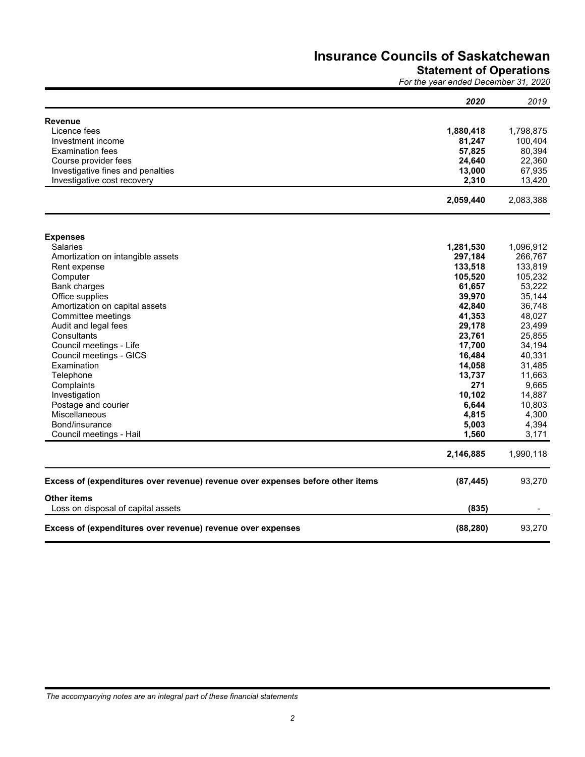# Insurance Councils of Saskatchewan

## Statement of Operations

*For the year ended December 31, 2020*

| | ***2020*** | *2019* |
|---|---|---|
| **Revenue** | | |
| Licence fees | **1,880,418** | 1,798,875 |
| Investment income | **81,247** | 100,404 |
| Examination fees | **57,825** | 80,394 |
| Course provider fees | **24,640** | 22,360 |
| Investigative fines and penalties | **13,000** | 67,935 |
| Investigative cost recovery | **2,310** | 13,420 |
| | **2,059,440** | 2,083,388 |
| **Expenses** | | |
| Salaries | **1,281,530** | 1,096,912 |
| Amortization on intangible assets | **297,184** | 266,767 |
| Rent expense | **133,518** | 133,819 |
| Computer | **105,520** | 105,232 |
| Bank charges | **61,657** | 53,222 |
| Office supplies | **39,970** | 35,144 |
| Amortization on capital assets | **42,840** | 36,748 |
| Committee meetings | **41,353** | 48,027 |
| Audit and legal fees | **29,178** | 23,499 |
| Consultants | **23,761** | 25,855 |
| Council meetings - Life | **17,700** | 34,194 |
| Council meetings - GICS | **16,484** | 40,331 |
| Examination | **14,058** | 31,485 |
| Telephone | **13,737** | 11,663 |
| Complaints | **271** | 9,665 |
| Investigation | **10,102** | 14,887 |
| Postage and courier | **6,644** | 10,803 |
| Miscellaneous | **4,815** | 4,300 |
| Bond/insurance | **5,003** | 4,394 |
| Council meetings - Hail | **1,560** | 3,171 |
| | **2,146,885** | 1,990,118 |
| **Excess of (expenditures over revenue) revenue over expenses before other items** | **(87,445)** | 93,270 |
| **Other items** | | |
| Loss on disposal of capital assets | **(835)** | - |
| **Excess of (expenditures over revenue) revenue over expenses** | **(88,280)** | 93,270 |

*The accompanying notes are an integral part of these financial statements*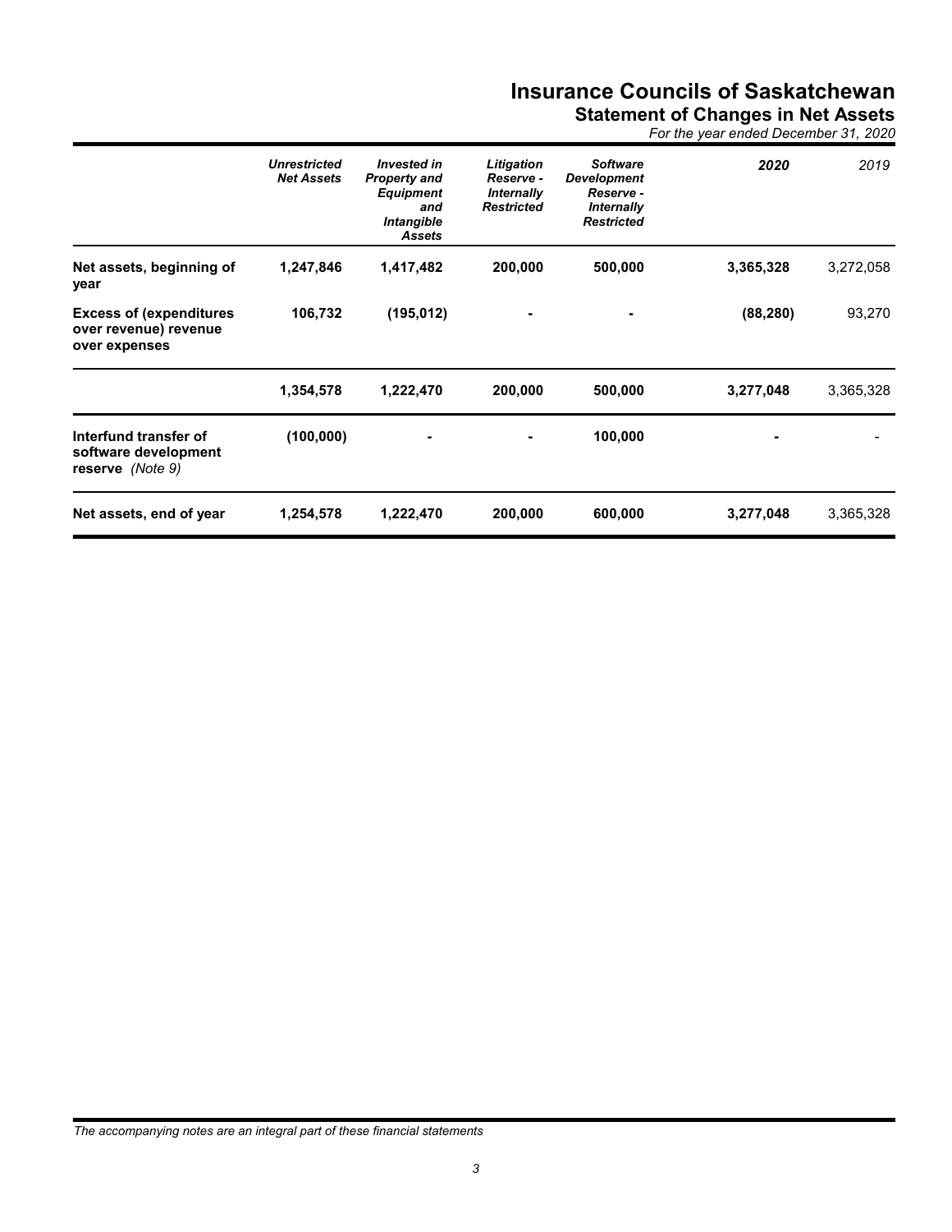# Insurance Councils of Saskatchewan

## Statement of Changes in Net Assets

*For the year ended December 31, 2020*

| | *Unrestricted Net Assets* | *Invested in Property and Equipment and Intangible Assets* | *Litigation Reserve - Internally Restricted* | *Software Development Reserve - Internally Restricted* | *2020* | *2019* |
|---|---|---|---|---|---|---|
| **Net assets, beginning of year** | **1,247,846** | **1,417,482** | **200,000** | **500,000** | **3,365,328** | 3,272,058 |
| **Excess of (expenditures over revenue) revenue over expenses** | **106,732** | **(195,012)** | **-** | **-** | **(88,280)** | 93,270 |
| | **1,354,578** | **1,222,470** | **200,000** | **500,000** | **3,277,048** | 3,365,328 |
| **Interfund transfer of software development reserve** *(Note 9)* | **(100,000)** | **-** | **-** | **100,000** | **-** | - |
| **Net assets, end of year** | **1,254,578** | **1,222,470** | **200,000** | **600,000** | **3,277,048** | 3,365,328 |

*The accompanying notes are an integral part of these financial statements*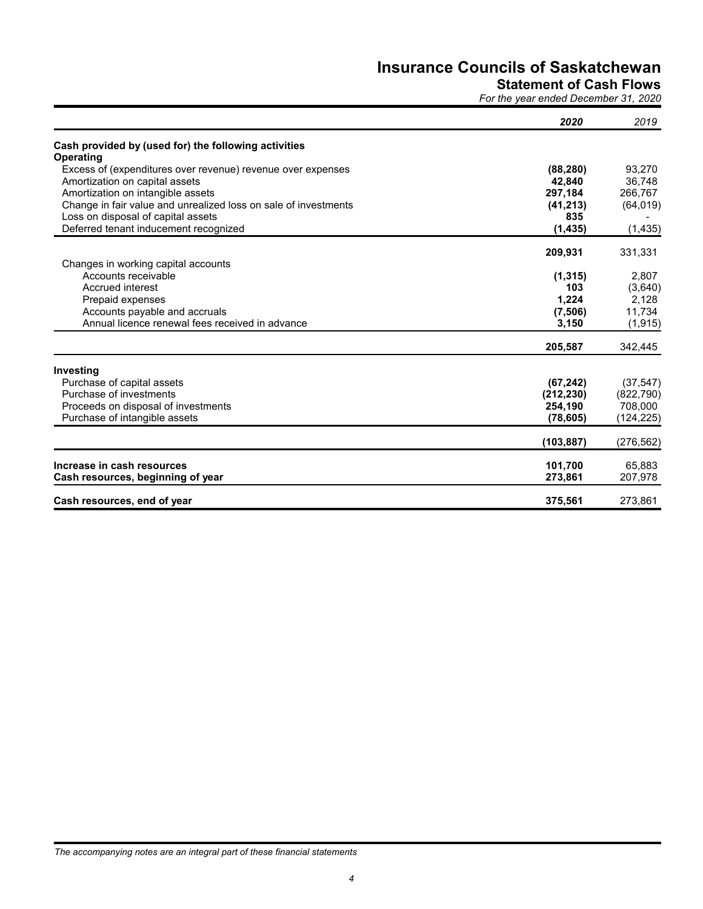# Insurance Councils of Saskatchewan

## Statement of Cash Flows

*For the year ended December 31, 2020*

| | *2020* | *2019* |
|---|---|---|
| **Cash provided by (used for) the following activities** | | |
| **Operating** | | |
| Excess of (expenditures over revenue) revenue over expenses | **(88,280)** | 93,270 |
| Amortization on capital assets | **42,840** | 36,748 |
| Amortization on intangible assets | **297,184** | 266,767 |
| Change in fair value and unrealized loss on sale of investments | **(41,213)** | (64,019) |
| Loss on disposal of capital assets | **835** | - |
| Deferred tenant inducement recognized | **(1,435)** | (1,435) |
| | **209,931** | 331,331 |
| Changes in working capital accounts | | |
| Accounts receivable | **(1,315)** | 2,807 |
| Accrued interest | **103** | (3,640) |
| Prepaid expenses | **1,224** | 2,128 |
| Accounts payable and accruals | **(7,506)** | 11,734 |
| Annual licence renewal fees received in advance | **3,150** | (1,915) |
| | **205,587** | 342,445 |
| **Investing** | | |
| Purchase of capital assets | **(67,242)** | (37,547) |
| Purchase of investments | **(212,230)** | (822,790) |
| Proceeds on disposal of investments | **254,190** | 708,000 |
| Purchase of intangible assets | **(78,605)** | (124,225) |
| | **(103,887)** | (276,562) |
| **Increase in cash resources** | **101,700** | 65,883 |
| **Cash resources, beginning of year** | **273,861** | 207,978 |
| **Cash resources, end of year** | **375,561** | 273,861 |

*The accompanying notes are an integral part of these financial statements*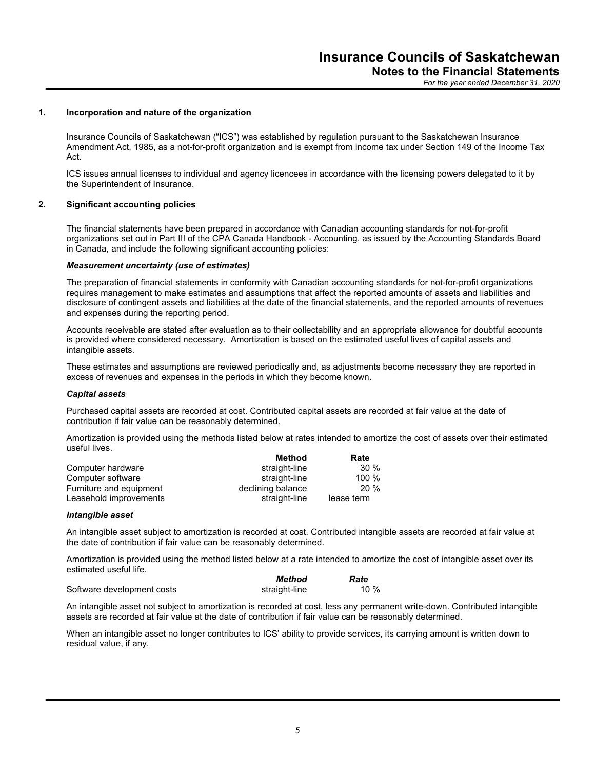## 1. Incorporation and nature of the organization

Insurance Councils of Saskatchewan ("ICS") was established by regulation pursuant to the Saskatchewan Insurance Amendment Act, 1985, as a not-for-profit organization and is exempt from income tax under Section 149 of the Income Tax Act.

ICS issues annual licenses to individual and agency licencees in accordance with the licensing powers delegated to it by the Superintendent of Insurance.

## 2. Significant accounting policies

The financial statements have been prepared in accordance with Canadian accounting standards for not-for-profit organizations set out in Part III of the CPA Canada Handbook - Accounting, as issued by the Accounting Standards Board in Canada, and include the following significant accounting policies:

### *Measurement uncertainty (use of estimates)*

The preparation of financial statements in conformity with Canadian accounting standards for not-for-profit organizations requires management to make estimates and assumptions that affect the reported amounts of assets and liabilities and disclosure of contingent assets and liabilities at the date of the financial statements, and the reported amounts of revenues and expenses during the reporting period.

Accounts receivable are stated after evaluation as to their collectability and an appropriate allowance for doubtful accounts is provided where considered necessary. Amortization is based on the estimated useful lives of capital assets and intangible assets.

These estimates and assumptions are reviewed periodically and, as adjustments become necessary they are reported in excess of revenues and expenses in the periods in which they become known.

### *Capital assets*

Purchased capital assets are recorded at cost. Contributed capital assets are recorded at fair value at the date of contribution if fair value can be reasonably determined.

Amortization is provided using the methods listed below at rates intended to amortize the cost of assets over their estimated useful lives.

| | Method | Rate |
|---|---|---|
| Computer hardware | straight-line | 30 % |
| Computer software | straight-line | 100 % |
| Furniture and equipment | declining balance | 20 % |
| Leasehold improvements | straight-line | lease term |

### *Intangible asset*

An intangible asset subject to amortization is recorded at cost. Contributed intangible assets are recorded at fair value at the date of contribution if fair value can be reasonably determined.

Amortization is provided using the method listed below at a rate intended to amortize the cost of intangible asset over its estimated useful life.

| | *Method* | *Rate* |
|---|---|---|
| Software development costs | straight-line | 10 % |

An intangible asset not subject to amortization is recorded at cost, less any permanent write-down. Contributed intangible assets are recorded at fair value at the date of contribution if fair value can be reasonably determined.

When an intangible asset no longer contributes to ICS' ability to provide services, its carrying amount is written down to residual value, if any.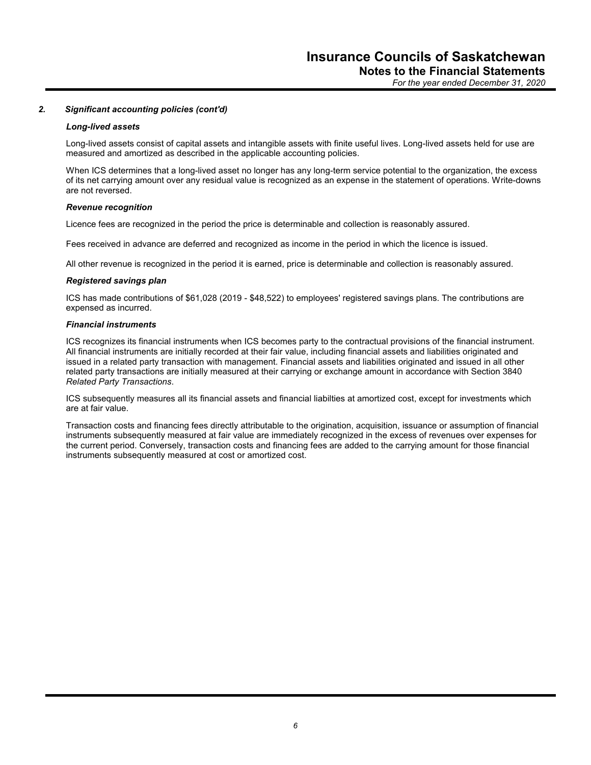### 2. Significant accounting policies (cont'd)

#### *Long-lived assets*

Long-lived assets consist of capital assets and intangible assets with finite useful lives. Long-lived assets held for use are measured and amortized as described in the applicable accounting policies.

When ICS determines that a long-lived asset no longer has any long-term service potential to the organization, the excess of its net carrying amount over any residual value is recognized as an expense in the statement of operations. Write-downs are not reversed.

#### *Revenue recognition*

Licence fees are recognized in the period the price is determinable and collection is reasonably assured.

Fees received in advance are deferred and recognized as income in the period in which the licence is issued.

All other revenue is recognized in the period it is earned, price is determinable and collection is reasonably assured.

#### *Registered savings plan*

ICS has made contributions of $61,028 (2019 - $48,522) to employees' registered savings plans. The contributions are expensed as incurred.

#### *Financial instruments*

ICS recognizes its financial instruments when ICS becomes party to the contractual provisions of the financial instrument. All financial instruments are initially recorded at their fair value, including financial assets and liabilities originated and issued in a related party transaction with management. Financial assets and liabilities originated and issued in all other related party transactions are initially measured at their carrying or exchange amount in accordance with Section 3840 *Related Party Transactions*.

ICS subsequently measures all its financial assets and financial liabilties at amortized cost, except for investments which are at fair value.

Transaction costs and financing fees directly attributable to the origination, acquisition, issuance or assumption of financial instruments subsequently measured at fair value are immediately recognized in the excess of revenues over expenses for the current period. Conversely, transaction costs and financing fees are added to the carrying amount for those financial instruments subsequently measured at cost or amortized cost.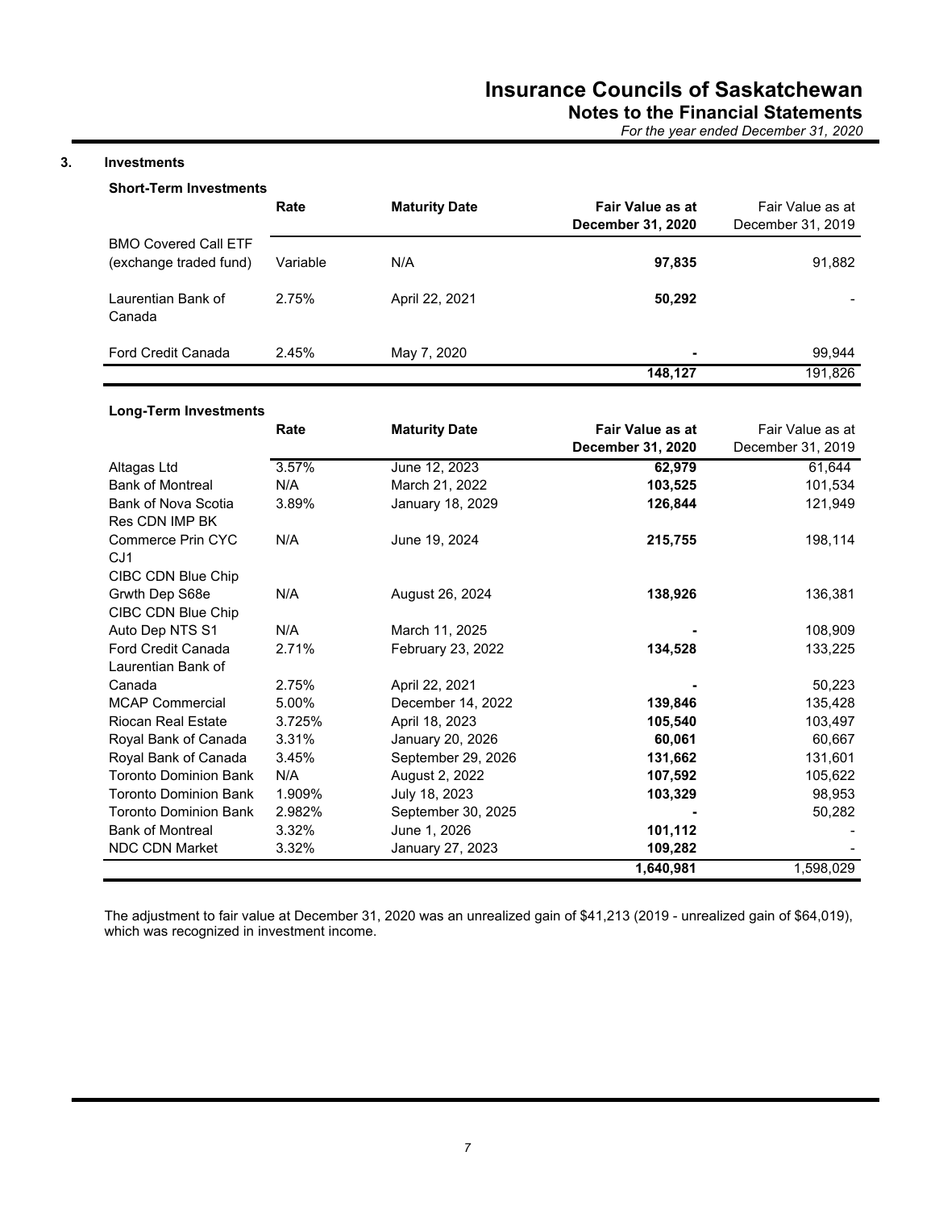## 3. Investments

**Short-Term Investments**

| | Rate | Maturity Date | Fair Value as at December 31, 2020 | Fair Value as at December 31, 2019 |
|---|---|---|---|---|
| BMO Covered Call ETF (exchange traded fund) | Variable | N/A | **97,835** | 91,882 |
| Laurentian Bank of Canada | 2.75% | April 22, 2021 | **50,292** | - |
| Ford Credit Canada | 2.45% | May 7, 2020 | **-** | 99,944 |
| | | | **148,127** | 191,826 |

**Long-Term Investments**

| | Rate | Maturity Date | Fair Value as at December 31, 2020 | Fair Value as at December 31, 2019 |
|---|---|---|---|---|
| Altagas Ltd | 3.57% | June 12, 2023 | **62,979** | 61,644 |
| Bank of Montreal | N/A | March 21, 2022 | **103,525** | 101,534 |
| Bank of Nova Scotia | 3.89% | January 18, 2029 | **126,844** | 121,949 |
| Res CDN IMP BK Commerce Prin CYC CJ1 | N/A | June 19, 2024 | **215,755** | 198,114 |
| CIBC CDN Blue Chip Grwth Dep S68e | N/A | August 26, 2024 | **138,926** | 136,381 |
| CIBC CDN Blue Chip Auto Dep NTS S1 | N/A | March 11, 2025 | **-** | 108,909 |
| Ford Credit Canada | 2.71% | February 23, 2022 | **134,528** | 133,225 |
| Laurentian Bank of Canada | 2.75% | April 22, 2021 | **-** | 50,223 |
| MCAP Commercial | 5.00% | December 14, 2022 | **139,846** | 135,428 |
| Riocan Real Estate | 3.725% | April 18, 2023 | **105,540** | 103,497 |
| Royal Bank of Canada | 3.31% | January 20, 2026 | **60,061** | 60,667 |
| Royal Bank of Canada | 3.45% | September 29, 2026 | **131,662** | 131,601 |
| Toronto Dominion Bank | N/A | August 2, 2022 | **107,592** | 105,622 |
| Toronto Dominion Bank | 1.909% | July 18, 2023 | **103,329** | 98,953 |
| Toronto Dominion Bank | 2.982% | September 30, 2025 | **-** | 50,282 |
| Bank of Montreal | 3.32% | June 1, 2026 | **101,112** | - |
| NDC CDN Market | 3.32% | January 27, 2023 | **109,282** | - |
| | | | **1,640,981** | 1,598,029 |

The adjustment to fair value at December 31, 2020 was an unrealized gain of $41,213 (2019 - unrealized gain of $64,019), which was recognized in investment income.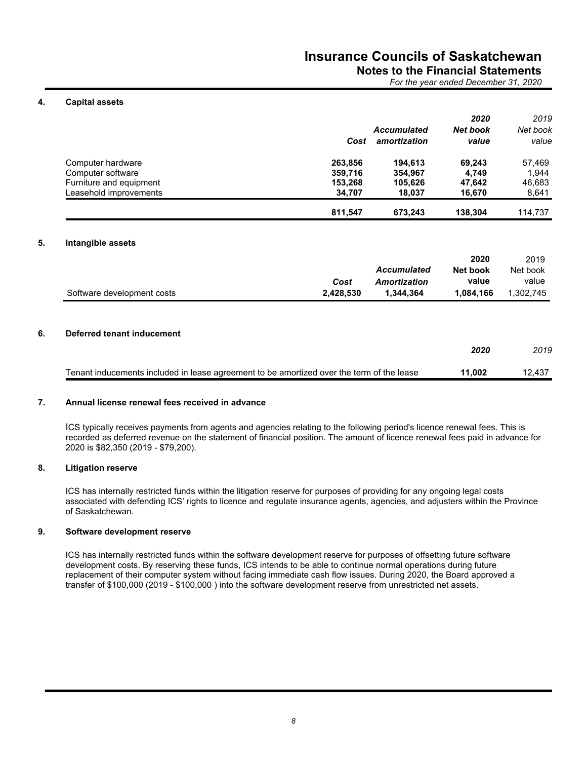## 4. Capital assets

| | Cost | Accumulated amortization | 2020 Net book value | 2019 Net book value |
|---|---|---|---|---|
| Computer hardware | **263,856** | **194,613** | **69,243** | 57,469 |
| Computer software | **359,716** | **354,967** | **4,749** | 1,944 |
| Furniture and equipment | **153,268** | **105,626** | **47,642** | 46,683 |
| Leasehold improvements | **34,707** | **18,037** | **16,670** | 8,641 |
| | **811,547** | **673,243** | **138,304** | 114,737 |

## 5. Intangible assets

| | Cost | Accumulated Amortization | 2020 Net book value | 2019 Net book value |
|---|---|---|---|---|
| Software development costs | **2,428,530** | **1,344,364** | **1,084,166** | 1,302,745 |

## 6. Deferred tenant inducement

| | 2020 | 2019 |
|---|---|---|
| Tenant inducements included in lease agreement to be amortized over the term of the lease | **11,002** | 12,437 |

## 7. Annual license renewal fees received in advance

ICS typically receives payments from agents and agencies relating to the following period's licence renewal fees. This is recorded as deferred revenue on the statement of financial position. The amount of licence renewal fees paid in advance for 2020 is $82,350 (2019 - $79,200).

## 8. Litigation reserve

ICS has internally restricted funds within the litigation reserve for purposes of providing for any ongoing legal costs associated with defending ICS' rights to licence and regulate insurance agents, agencies, and adjusters within the Province of Saskatchewan.

## 9. Software development reserve

ICS has internally restricted funds within the software development reserve for purposes of offsetting future software development costs. By reserving these funds, ICS intends to be able to continue normal operations during future replacement of their computer system without facing immediate cash flow issues. During 2020, the Board approved a transfer of $100,000 (2019 - $100,000 ) into the software development reserve from unrestricted net assets.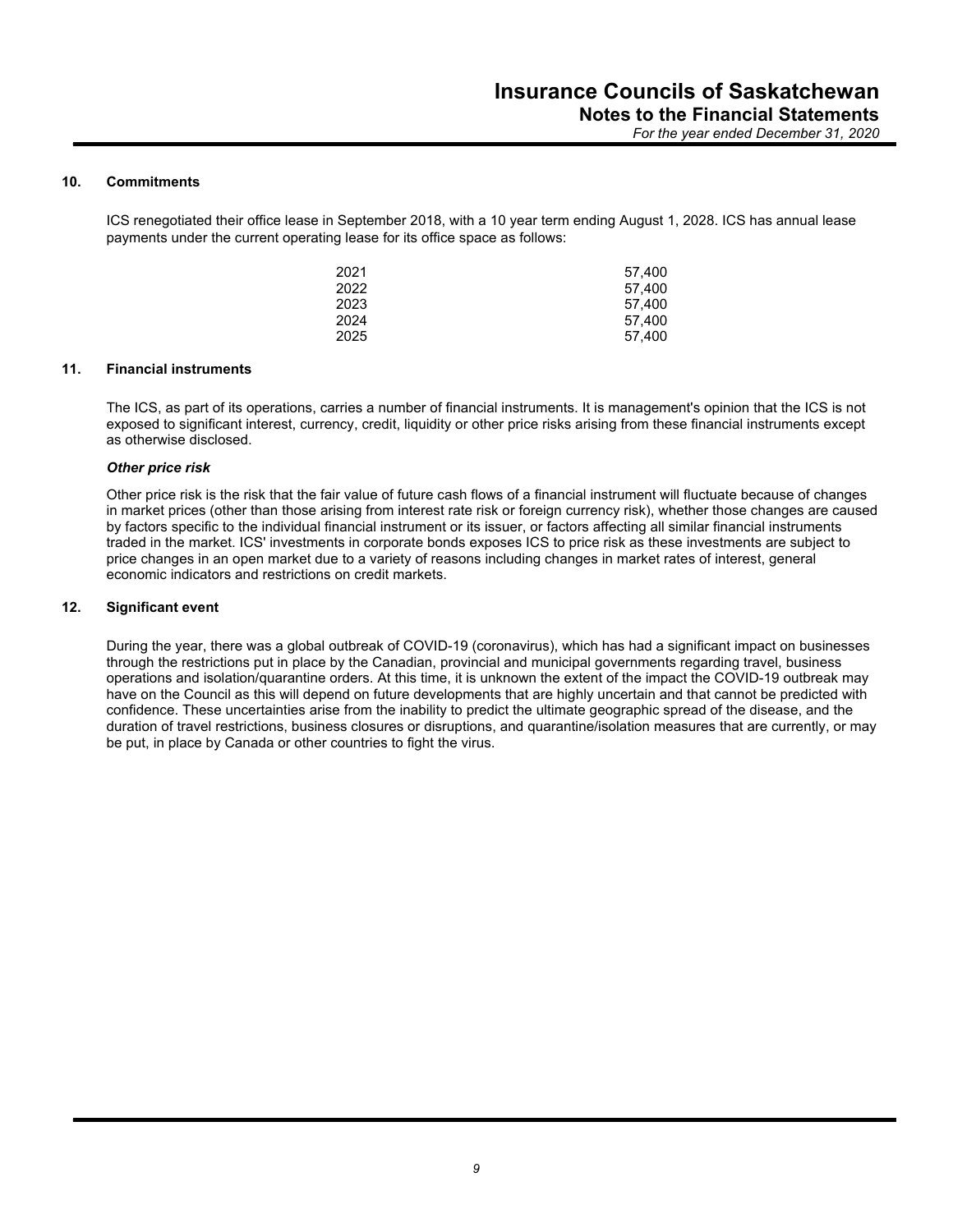### 10. Commitments

ICS renegotiated their office lease in September 2018, with a 10 year term ending August 1, 2028. ICS has annual lease payments under the current operating lease for its office space as follows:

| | |
|---|---|
| 2021 | 57,400 |
| 2022 | 57,400 |
| 2023 | 57,400 |
| 2024 | 57,400 |
| 2025 | 57,400 |

### 11. Financial instruments

The ICS, as part of its operations, carries a number of financial instruments. It is management's opinion that the ICS is not exposed to significant interest, currency, credit, liquidity or other price risks arising from these financial instruments except as otherwise disclosed.

***Other price risk***

Other price risk is the risk that the fair value of future cash flows of a financial instrument will fluctuate because of changes in market prices (other than those arising from interest rate risk or foreign currency risk), whether those changes are caused by factors specific to the individual financial instrument or its issuer, or factors affecting all similar financial instruments traded in the market. ICS' investments in corporate bonds exposes ICS to price risk as these investments are subject to price changes in an open market due to a variety of reasons including changes in market rates of interest, general economic indicators and restrictions on credit markets.

### 12. Significant event

During the year, there was a global outbreak of COVID-19 (coronavirus), which has had a significant impact on businesses through the restrictions put in place by the Canadian, provincial and municipal governments regarding travel, business operations and isolation/quarantine orders. At this time, it is unknown the extent of the impact the COVID-19 outbreak may have on the Council as this will depend on future developments that are highly uncertain and that cannot be predicted with confidence. These uncertainties arise from the inability to predict the ultimate geographic spread of the disease, and the duration of travel restrictions, business closures or disruptions, and quarantine/isolation measures that are currently, or may be put, in place by Canada or other countries to fight the virus.